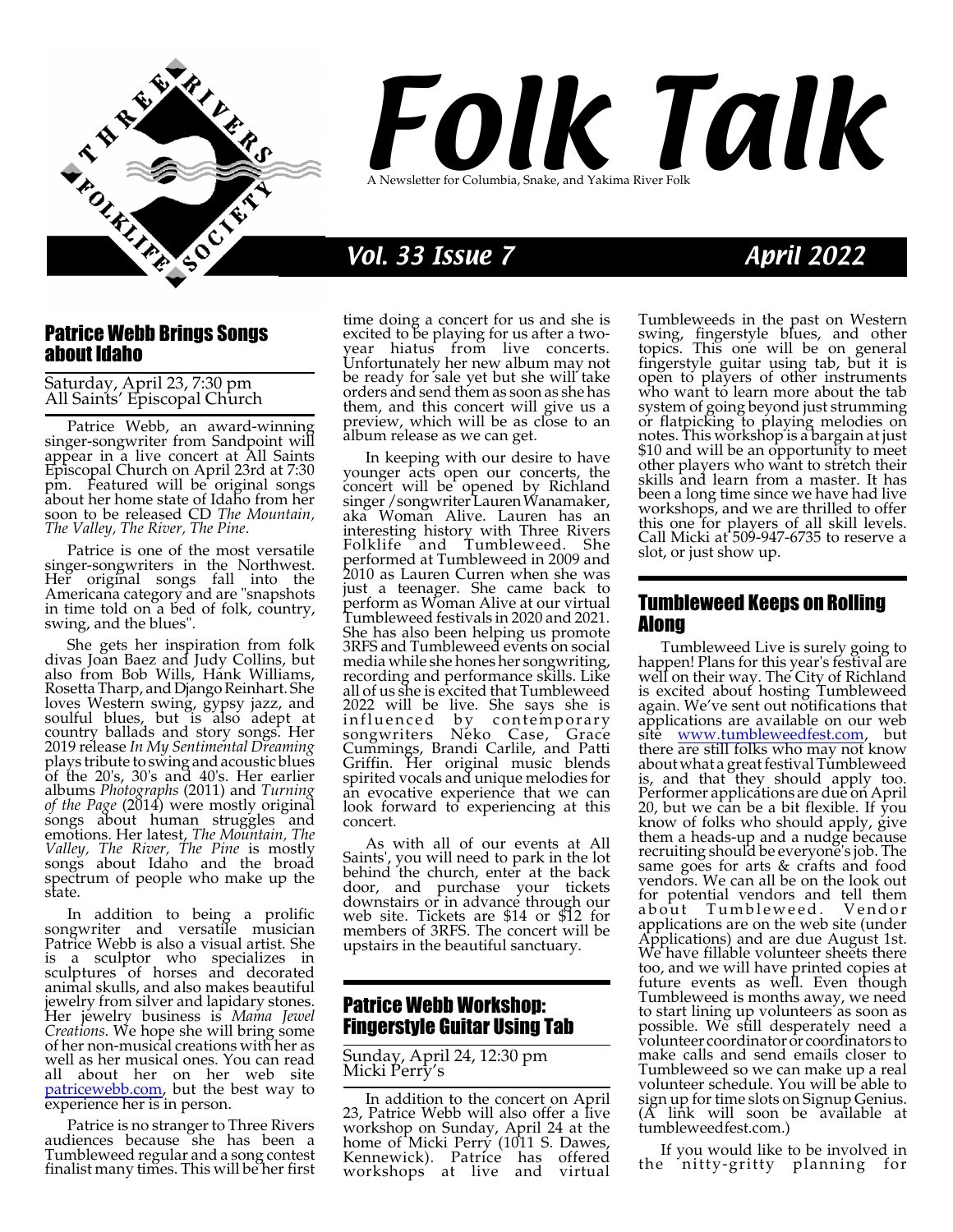# Folk Talk

A Newsletter for Columbia, Snake, and Yakima River Folk

*Vol. 33 Issue 7* — *April 2022*

## Patrice Webb Brings Songs about Idaho

Saturday, April 23, 7:30 pm
All Saints' Episcopal Church

Patrice Webb, an award-winning singer-songwriter from Sandpoint will appear in a live concert at All Saints Episcopal Church on April 23rd at 7:30 pm. Featured will be original songs about her home state of Idaho from her soon to be released CD *The Mountain, The Valley, The River, The Pine*.

Patrice is one of the most versatile singer-songwriters in the Northwest. Her original songs fall into the Americana category and are "snapshots in time told on a bed of folk, country, swing, and the blues".

She gets her inspiration from folk divas Joan Baez and Judy Collins, but also from Bob Wills, Hank Williams, Rosetta Tharp, and Django Reinhart. She loves Western swing, gypsy jazz, and soulful blues, but is also adept at country ballads and story songs. Her 2019 release *In My Sentimental Dreaming* plays tribute to swing and acoustic blues of the 20's, 30's and 40's. Her earlier albums *Photographs* (2011) and *Turning of the Page* (2014) were mostly original songs about human struggles and emotions. Her latest, *The Mountain, The Valley, The River, The Pine* is mostly songs about Idaho and the broad spectrum of people who make up the state.

In addition to being a prolific songwriter and versatile musician Patrice Webb is also a visual artist. She is a sculptor who specializes in sculptures of horses and decorated animal skulls, and also makes beautiful jewelry from silver and lapidary stones. Her jewelry business is *Mama Jewel Creations*. We hope she will bring some of her non-musical creations with her as well as her musical ones. You can read all about her on her web site patricewebb.com, but the best way to experience her is in person.

Patrice is no stranger to Three Rivers audiences because she has been a Tumbleweed regular and a song contest finalist many times. This will be her first time doing a concert for us and she is excited to be playing for us after a two-year hiatus from live concerts. Unfortunately her new album may not be ready for sale yet but she will take orders and send them as soon as she has them, and this concert will give us a preview, which will be as close to an album release as we can get.

In keeping with our desire to have younger acts open our concerts, the concert will be opened by Richland singer /songwriter Lauren Wanamaker, aka Woman Alive. Lauren has an interesting history with Three Rivers Folklife and Tumbleweed. She performed at Tumbleweed in 2009 and 2010 as Lauren Curren when she was just a teenager. She came back to perform as Woman Alive at our virtual Tumbleweed festivals in 2020 and 2021. She has also been helping us promote 3RFS and Tumbleweed events on social media while she hones her songwriting, recording and performance skills. Like all of us she is excited that Tumbleweed 2022 will be live. She says she is influenced by contemporary songwriters Neko Case, Grace Cummings, Brandi Carlile, and Patti Griffin. Her original music blends spirited vocals and unique melodies for an evocative experience that we can look forward to experiencing at this concert.

As with all of our events at All Saints', you will need to park in the lot behind the church, enter at the back door, and purchase your tickets downstairs or in advance through our web site. Tickets are $14 or $12 for members of 3RFS. The concert will be upstairs in the beautiful sanctuary.

## Patrice Webb Workshop: Fingerstyle Guitar Using Tab

Sunday, April 24, 12:30 pm
Micki Perry's

In addition to the concert on April 23, Patrice Webb will also offer a live workshop on Sunday, April 24 at the home of Micki Perry (1011 S. Dawes, Kennewick). Patrice has offered workshops at live and virtual Tumbleweeds in the past on Western swing, fingerstyle blues, and other topics. This one will be on general fingerstyle guitar using tab, but it is open to players of other instruments who want to learn more about the tab system of going beyond just strumming or flatpicking to playing melodies on notes. This workshop is a bargain at just $10 and will be an opportunity to meet other players who want to stretch their skills and learn from a master. It has been a long time since we have had live workshops, and we are thrilled to offer this one for players of all skill levels. Call Micki at 509-947-6735 to reserve a slot, or just show up.

## Tumbleweed Keeps on Rolling Along

Tumbleweed Live is surely going to happen! Plans for this year's festival are well on their way. The City of Richland is excited about hosting Tumbleweed again. We've sent out notifications that applications are available on our web site www.tumbleweedfest.com, but there are still folks who may not know about what a great festival Tumbleweed is, and that they should apply too. Performer applications are due on April 20, but we can be a bit flexible. If you know of folks who should apply, give them a heads-up and a nudge because recruiting should be everyone's job. The same goes for arts & crafts and food vendors. We can all be on the look out for potential vendors and tell them about Tumbleweed. Vendor applications are on the web site (under Applications) and are due August 1st. We have fillable volunteer sheets there too, and we will have printed copies at future events as well. Even though Tumbleweed is months away, we need to start lining up volunteers as soon as possible. We still desperately need a volunteer coordinator or coordinators to make calls and send emails closer to Tumbleweed so we can make up a real volunteer schedule. You will be able to sign up for time slots on Signup Genius. (A link will soon be available at tumbleweedfest.com.)

If you would like to be involved in the nitty-gritty planning for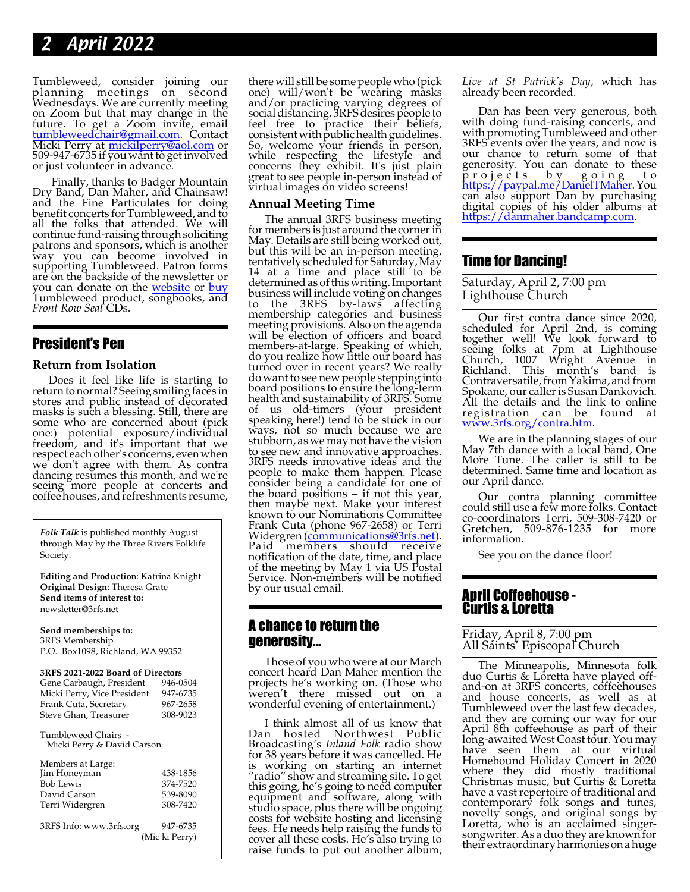Tumbleweed, consider joining our planning meetings on second Wednesdays. We are currently meeting on Zoom but that may change in the future. To get a Zoom invite, email tumbleweedchair@gmail.com. Contact Micki Perry at mickilperry@aol.com or 509-947-6735 if you want to get involved or just volunteer in advance.

Finally, thanks to Badger Mountain Dry Band, Dan Maher, and Chainsaw! and the Fine Particulates for doing benefit concerts for Tumbleweed, and to all the folks that attended. We will continue fund-raising through soliciting patrons and sponsors, which is another way you can become involved in supporting Tumbleweed. Patron forms are on the backside of the newsletter or you can donate on the website or buy Tumbleweed product, songbooks, and *Front Row Seat* CDs.

## President's Pen

### Return from Isolation

Does it feel like life is starting to return to normal? Seeing smiling faces in stores and public instead of decorated masks is such a blessing. Still, there are some who are concerned about (pick one:) potential exposure/individual freedom, and it's important that we respect each other's concerns, even when we don't agree with them. As contra dancing resumes this month, and we're seeing more people at concerts and coffeehouses, and refreshments resume, there will still be some people who (pick one) will/won't be wearing masks and/or practicing varying degrees of social distancing. 3RFS desires people to feel free to practice their beliefs, consistent with public health guidelines. So, welcome your friends in person, while respecting the lifestyle and concerns they exhibit. It's just plain great to see people in-person instead of virtual images on video screens!

### Annual Meeting Time

The annual 3RFS business meeting for members is just around the corner in May. Details are still being worked out, but this will be an in-person meeting, tentatively scheduled for Saturday, May 14 at a time and place still to be determined as of this writing. Important business will include voting on changes to the 3RFS by-laws affecting membership categories and business meeting provisions. Also on the agenda will be election of officers and board members-at-large. Speaking of which, do you realize how little our board has turned over in recent years? We really do want to see new people stepping into board positions to ensure the long-term health and sustainability of 3RFS. Some of us old-timers (your president speaking here!) tend to be stuck in our ways, not so much because we are stubborn, as we may not have the vision to see new and innovative approaches. 3RFS needs innovative ideas and the people to make them happen. Please consider being a candidate for one of the board positions – if not this year, then maybe next. Make your interest known to our Nominations Committee Frank Cuta (phone 967-2658) or Terri Widergren (communications@3rfs.net). Paid members should receive notification of the date, time, and place of the meeting by May 1 via US Postal Service. Non-members will be notified by our usual email.

## A chance to return the generosity...

Those of you who were at our March concert heard Dan Maher mention the projects he's working on. (Those who weren't there missed out on a wonderful evening of entertainment.)

I think almost all of us know that Dan hosted Northwest Public Broadcasting's *Inland Folk* radio show for 38 years before it was cancelled. He is working on starting an internet "radio" show and streaming site. To get this going, he's going to need computer equipment and software, along with studio space, plus there will be ongoing costs for website hosting and licensing fees. He needs help raising the funds to cover all these costs. He's also trying to raise funds to put out another album, *Live at St Patrick's Day*, which has already been recorded.

Dan has been very generous, both with doing fund-raising concerts, and with promoting Tumbleweed and other 3RFS events over the years, and now is our chance to return some of that generosity. You can donate to these projects by going to https://paypal.me/DanielTMaher. You can also support Dan by purchasing digital copies of his older albums at https://danmaher.bandcamp.com.

## Time for Dancing!

Saturday, April 2, 7:00 pm
Lighthouse Church

Our first contra dance since 2020, scheduled for April 2nd, is coming together well! We look forward to seeing folks at 7pm at Lighthouse Church, 1007 Wright Avenue in Richland. This month's band is Contraversatile, from Yakima, and from Spokane, our caller is Susan Dankovich. All the details and the link to online registration can be found at www.3rfs.org/contra.htm.

We are in the planning stages of our May 7th dance with a local band, One More Tune. The caller is still to be determined. Same time and location as our April dance.

Our contra planning committee could still use a few more folks. Contact co-coordinators Terri, 509-308-7420 or Gretchen, 509-876-1235 for more information.

See you on the dance floor!

## April Coffeehouse - Curtis & Loretta

Friday, April 8, 7:00 pm
All Saints' Episcopal Church

The Minneapolis, Minnesota folk duo Curtis & Loretta have played off-and-on at 3RFS concerts, coffeehouses and house concerts, as well as at Tumbleweed over the last few decades, and they are coming our way for our April 8th coffeehouse as part of their long-awaited West Coast tour. You may have seen them at our virtual Homebound Holiday Concert in 2020 where they did mostly traditional Christmas music, but Curtis & Loretta have a vast repertoire of traditional and contemporary folk songs and tunes, novelty songs, and original songs by Loretta, who is an acclaimed singer-songwriter. As a duo they are known for their extraordinary harmonies on a huge

---

***Folk Talk*** is published monthly August through May by the Three Rivers Folklife Society.

**Editing and Production**: Katrina Knight
**Original Design**: Theresa Grate
**Send items of interest to:**
newsletter@3rfs.net

**Send memberships to:**
3RFS Membership
P.O. Box1098, Richland, WA 99352

**3RFS 2021-2022 Board of Directors**

| | |
|---|---|
| Gene Carbaugh, President | 946-0504 |
| Micki Perry, Vice President | 947-6735 |
| Frank Cuta, Secretary | 967-2658 |
| Steve Ghan, Treasurer | 308-9023 |

Tumbleweed Chairs -
Micki Perry & David Carson

Members at Large:

| | |
|---|---|
| Jim Honeyman | 438-1856 |
| Bob Lewis | 374-7520 |
| David Carson | 539-8090 |
| Terri Widergren | 308-7420 |

3RFS Info: www.3rfs.org 947-6735 (Mic ki Perry)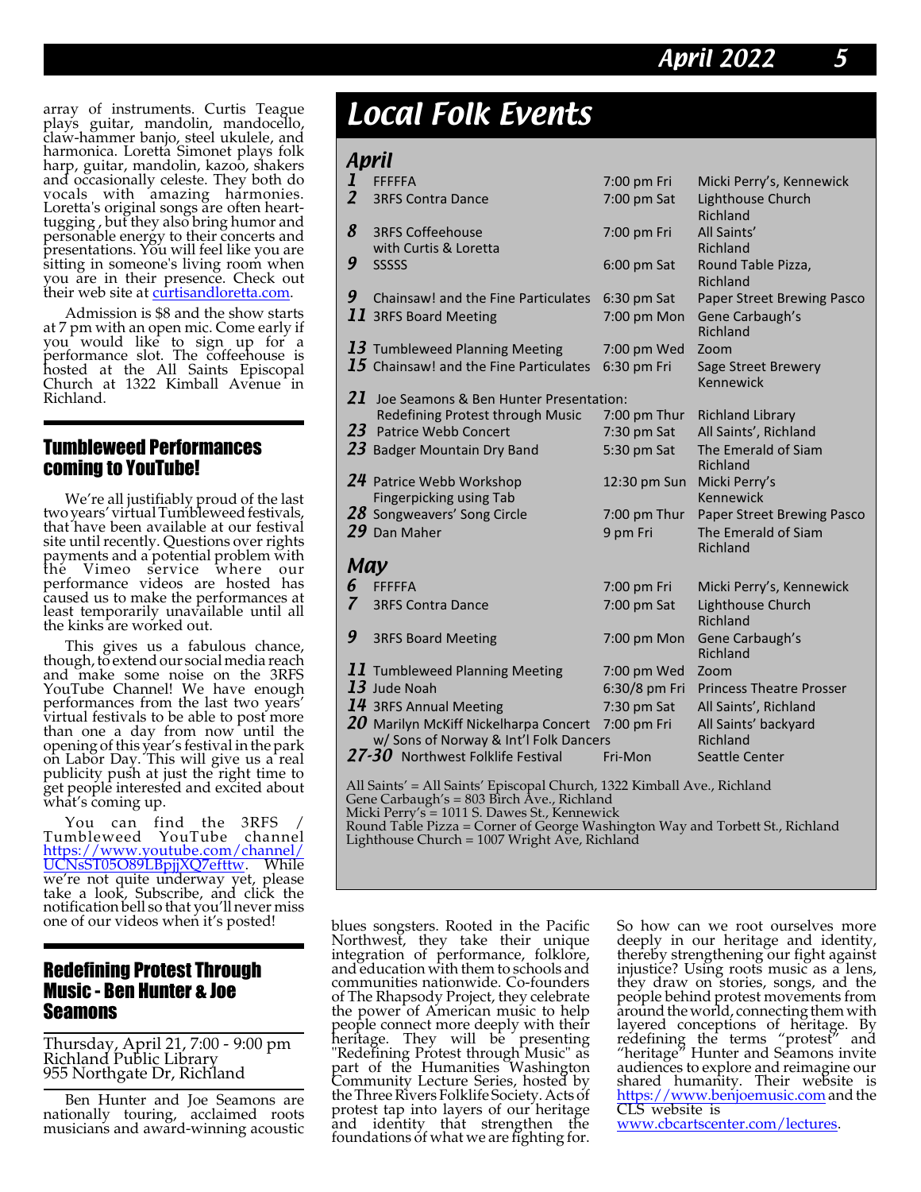array of instruments. Curtis Teague plays guitar, mandolin, mandocello, claw-hammer banjo, steel ukulele, and harmonica. Loretta Simonet plays folk harp, guitar, mandolin, kazoo, shakers and occasionally celeste. They both do vocals with amazing harmonies. Loretta's original songs are often heart-tugging , but they also bring humor and personable energy to their concerts and presentations. You will feel like you are sitting in someone's living room when you are in their presence. Check out their web site at curtisandloretta.com.

Admission is $8 and the show starts at 7 pm with an open mic. Come early if you would like to sign up for a performance slot. The coffeehouse is hosted at the All Saints Episcopal Church at 1322 Kimball Avenue in Richland.

## Tumbleweed Performances coming to YouTube!

We're all justifiably proud of the last two years' virtual Tumbleweed festivals, that have been available at our festival site until recently. Questions over rights payments and a potential problem with the Vimeo service where our performance videos are hosted has caused us to make the performances at least temporarily unavailable until all the kinks are worked out.

This gives us a fabulous chance, though, to extend our social media reach and make some noise on the 3RFS YouTube Channel! We have enough performances from the last two years' virtual festivals to be able to post more than one a day from now until the opening of this year's festival in the park on Labor Day. This will give us a real publicity push at just the right time to get people interested and excited about what's coming up.

You can find the 3RFS / Tumbleweed YouTube channel https://www.youtube.com/channel/UCNsST05O89LBpjjXQ7efttw. While we're not quite underway yet, please take a look, Subscribe, and click the notification bell so that you'll never miss one of our videos when it's posted!

# Local Folk Events

## April

| Date | Event | Time | Location |
|---|---|---|---|
| 1 | FFFFFA | 7:00 pm Fri | Micki Perry's, Kennewick |
| 2 | 3RFS Contra Dance | 7:00 pm Sat | Lighthouse Church Richland |
| 8 | 3RFS Coffeehouse with Curtis & Loretta | 7:00 pm Fri | All Saints' Richland |
| 9 | SSSSS | 6:00 pm Sat | Round Table Pizza, Richland |
| 9 | Chainsaw! and the Fine Particulates | 6:30 pm Sat | Paper Street Brewing Pasco |
| 11 | 3RFS Board Meeting | 7:00 pm Mon | Gene Carbaugh's Richland |
| 13 | Tumbleweed Planning Meeting | 7:00 pm Wed | Zoom |
| 15 | Chainsaw! and the Fine Particulates | 6:30 pm Fri | Sage Street Brewery Kennewick |
| 21 | Joe Seamons & Ben Hunter Presentation: Redefining Protest through Music | 7:00 pm Thur | Richland Library |
| 23 | Patrice Webb Concert | 7:30 pm Sat | All Saints', Richland |
| 23 | Badger Mountain Dry Band | 5:30 pm Sat | The Emerald of Siam Richland |
| 24 | Patrice Webb Workshop Fingerpicking using Tab | 12:30 pm Sun | Micki Perry's Kennewick |
| 28 | Songweavers' Song Circle | 7:00 pm Thur | Paper Street Brewing Pasco |
| 29 | Dan Maher | 9 pm Fri | The Emerald of Siam Richland |

## May

| Date | Event | Time | Location |
|---|---|---|---|
| 6 | FFFFFA | 7:00 pm Fri | Micki Perry's, Kennewick |
| 7 | 3RFS Contra Dance | 7:00 pm Sat | Lighthouse Church Richland |
| 9 | 3RFS Board Meeting | 7:00 pm Mon | Gene Carbaugh's Richland |
| 11 | Tumbleweed Planning Meeting | 7:00 pm Wed | Zoom |
| 13 | Jude Noah | 6:30/8 pm Fri | Princess Theatre Prosser |
| 14 | 3RFS Annual Meeting | 7:30 pm Sat | All Saints', Richland |
| 20 | Marilyn McKiff Nickelharpa Concert w/ Sons of Norway & Int'l Folk Dancers | 7:00 pm Fri | All Saints' backyard Richland |
| 27-30 | Northwest Folklife Festival | Fri-Mon | Seattle Center |

All Saints' = All Saints' Episcopal Church, 1322 Kimball Ave., Richland
Gene Carbaugh's = 803 Birch Ave., Richland
Micki Perry's = 1011 S. Dawes St., Kennewick
Round Table Pizza = Corner of George Washington Way and Torbett St., Richland
Lighthouse Church = 1007 Wright Ave, Richland

## Redefining Protest Through Music - Ben Hunter & Joe Seamons

Thursday, April 21, 7:00 - 9:00 pm
Richland Public Library
955 Northgate Dr, Richland

Ben Hunter and Joe Seamons are nationally touring, acclaimed roots musicians and award-winning acoustic blues songsters. Rooted in the Pacific Northwest, they take their unique integration of performance, folklore, and education with them to schools and communities nationwide. Co-founders of The Rhapsody Project, they celebrate the power of American music to help people connect more deeply with their heritage. They will be presenting "Redefining Protest through Music" as part of the Humanities Washington Community Lecture Series, hosted by the Three Rivers Folklife Society. Acts of protest tap into layers of our heritage and identity that strengthen the foundations of what we are fighting for.

So how can we root ourselves more deeply in our heritage and identity, thereby strengthening our fight against injustice? Using roots music as a lens, they draw on stories, songs, and the people behind protest movements from around the world, connecting them with layered conceptions of heritage. By redefining the terms "protest" and "heritage" Hunter and Seamons invite audiences to explore and reimagine our shared humanity. Their website is https://www.benjoemusic.com and the CLS website is www.cbcartscenter.com/lectures.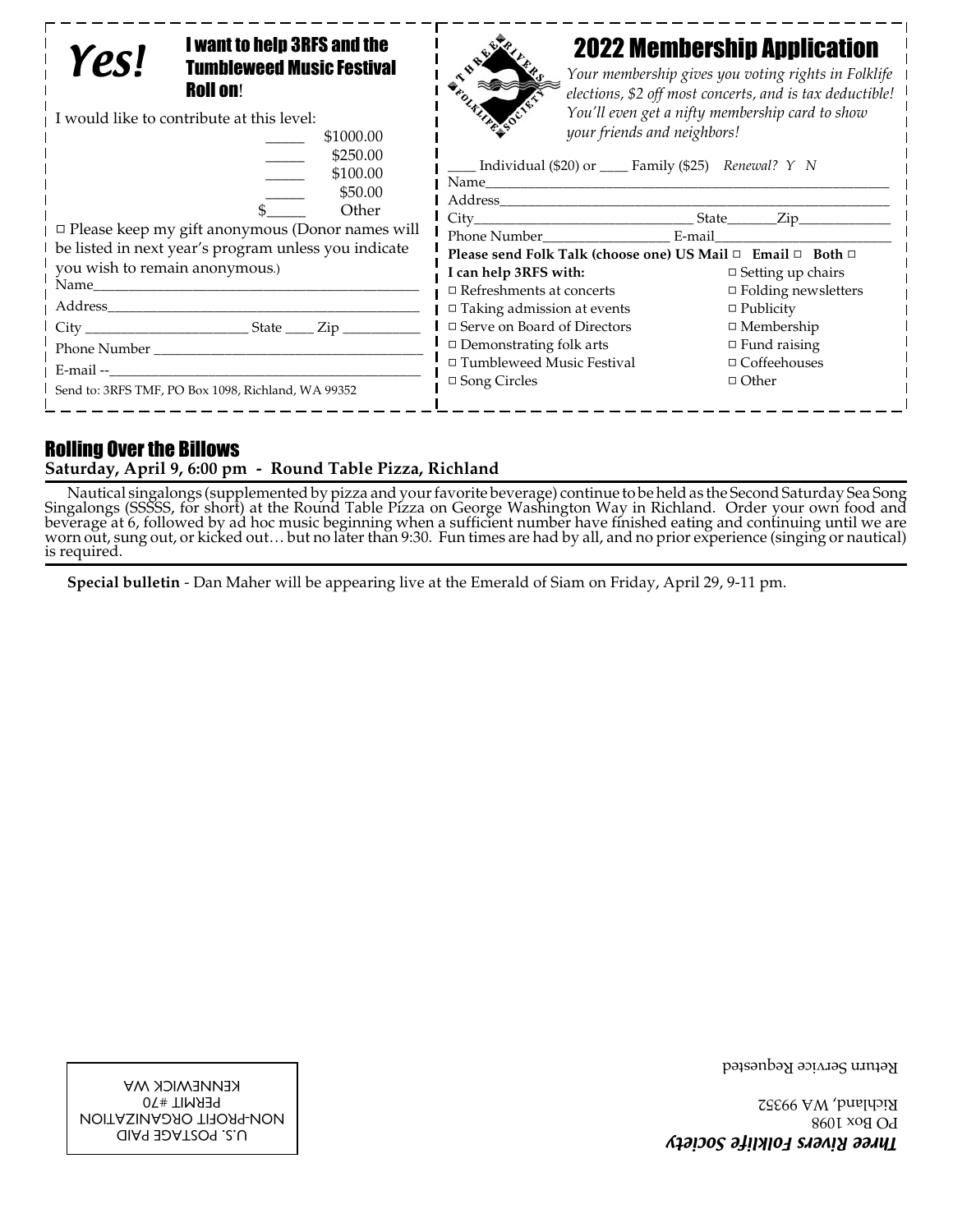## *Yes!* I want to help 3RFS and the Tumbleweed Music Festival Roll on!

I would long to contribute at this level:

_____ $1000.00
_____ $250.00
_____ $100.00
_____ $50.00
$_____ Other

□ Please keep my gift anonymous (Donor names will be listed in next year's program unless you indicate you wish to remain anonymous.)

Name_______________________________________

Address_____________________________________

City ____________________ State ____ Zip __________

Phone Number ________________________________

E-mail --____________________________________

Send to: 3RFS TMF, PO Box 1098, Richland, WA 99352

## 2022 Membership Application

*Your membership gives you voting rights in Folklife elections, $2 off most concerts, and is tax deductible! You'll even get a nifty membership card to show your friends and neighbors!*

____ Individual ($20) or ____ Family ($25) *Renewal? Y N*

Name_______________________________________________

Address_____________________________________________

City___________________________ State_______Zip___________

Phone Number_________________ E-mail_____________________

**Please send Folk Talk (choose one) US Mail □ Email □ Both □**

**I can help 3RFS with:**

□ Refreshments at concerts
□ Taking admission at events
□ Serve on Board of Directors
□ Demonstrating folk arts
□ Tumbleweed Music Festival
□ Song Circles
□ Setting up chairs
□ Folding newsletters
□ Publicity
□ Membership
□ Fund raising
□ Coffeehouses
□ Other

## Rolling Over the Billows

**Saturday, April 9, 6:00 pm - Round Table Pizza, Richland**

Nautical singalongs (supplemented by pizza and your favorite beverage) continue to be held as the Second Saturday Sea Song Singalongs (SSSSS, for short) at the Round Table Pizza on George Washington Way in Richland. Order your own food and beverage at 6, followed by ad hoc music beginning when a sufficient number have finished eating and continuing until we are worn out, sung out, or kicked out… but no later than 9:30. Fun times are had by all, and no prior experience (singing or nautical) is required.

**Special bulletin** - Dan Maher will be appearing live at the Emerald of Siam on Friday, April 29, 9-11 pm.

***Three Rivers Folklife Society***
PO Box 1098
Richland, WA 99352

Return Service Requested

U.S. POSTAGE PAID
NON-PROFIT ORGANIZATION
PERMIT #70
KENNEWICK WA